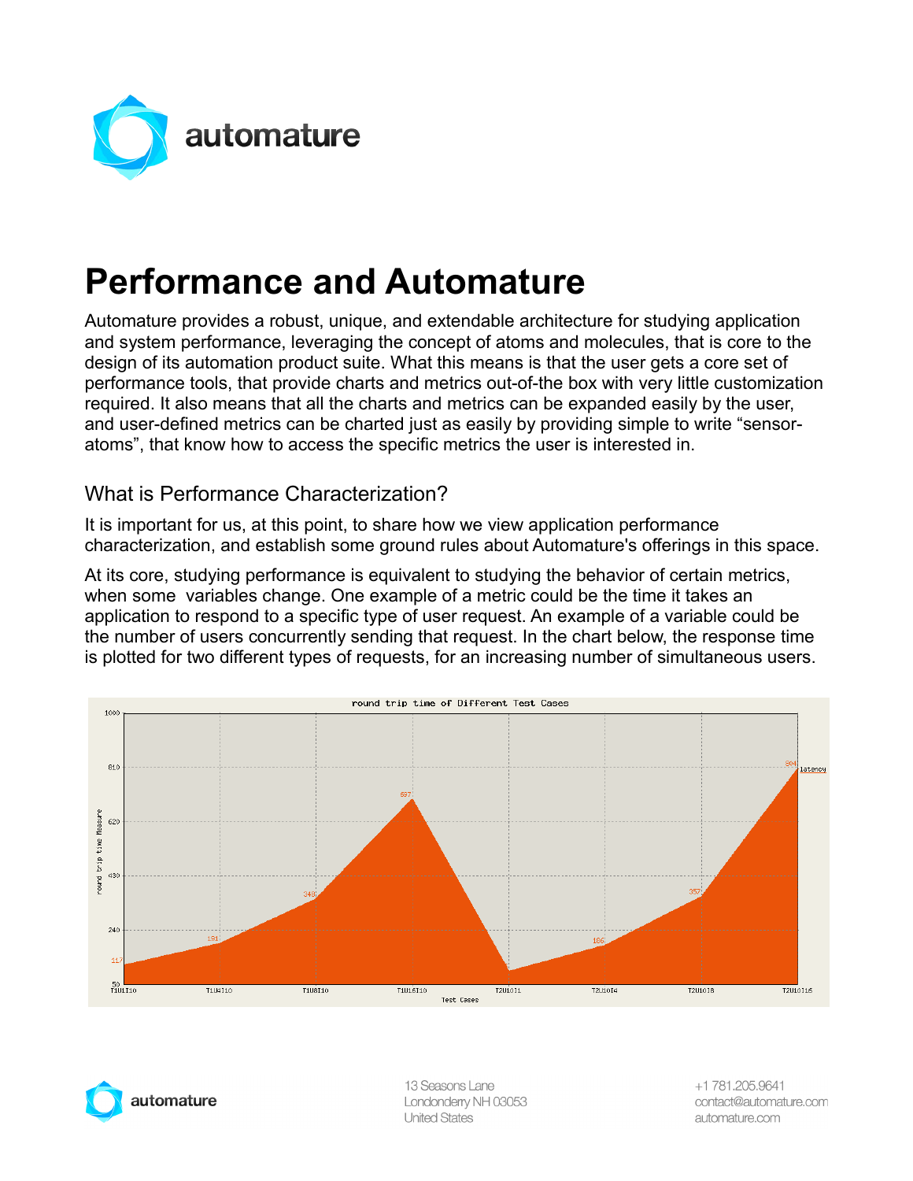# Performance and Automature

Automature provides a robust, unique, and extendable architecture for studying application and system performance, leveraging the concept of atoms and molecules, that is core to the design of its automation product suite. What this means is that the user gets a core set of performance tools, that provide charts and metrics out-of-the box with very little customization required. It also means that all the charts and metrics can be expanded easily by the user, and user-defined metrics can be charted just as easily by providing simple to write “sensor-atoms”, that know how to access the specific metrics the user is interested in.

## What is Performance Characterization?

It is important for us, at this point, to share how we view application performance characterization, and establish some ground rules about Automature's offerings in this space.

At its core, studying performance is equivalent to studying the behavior of certain metrics, when some variables change. One example of a metric could be the time it takes an application to respond to a specific type of user request. An example of a variable could be the number of users concurrently sending that request. In the chart below, the response time is plotted for two different types of requests, for an increasing number of simultaneous users.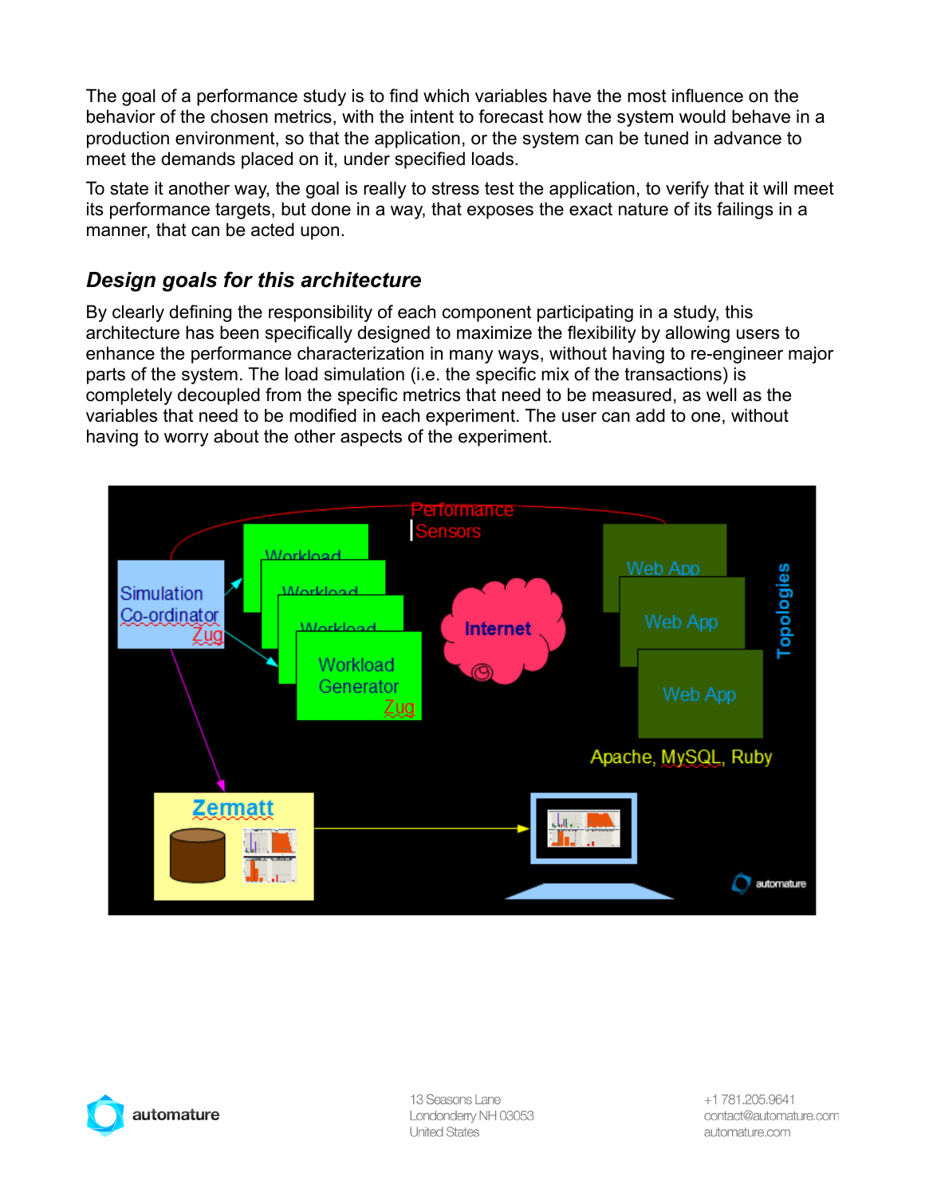The goal of a performance study is to find which variables have the most influence on the behavior of the chosen metrics, with the intent to forecast how the system would behave in a production environment, so that the application, or the system can be tuned in advance to meet the demands placed on it, under specified loads.

To state it another way, the goal is really to stress test the application, to verify that it will meet its performance targets, but done in a way, that exposes the exact nature of its failings in a manner, that can be acted upon.

### *Design goals for this architecture*

By clearly defining the responsibility of each component participating in a study, this architecture has been specifically designed to maximize the flexibility by allowing users to enhance the performance characterization in many ways, without having to re-engineer major parts of the system. The load simulation (i.e. the specific mix of the transactions) is completely decoupled from the specific metrics that need to be measured, as well as the variables that need to be modified in each experiment. The user can add to one, without having to worry about the other aspects of the experiment.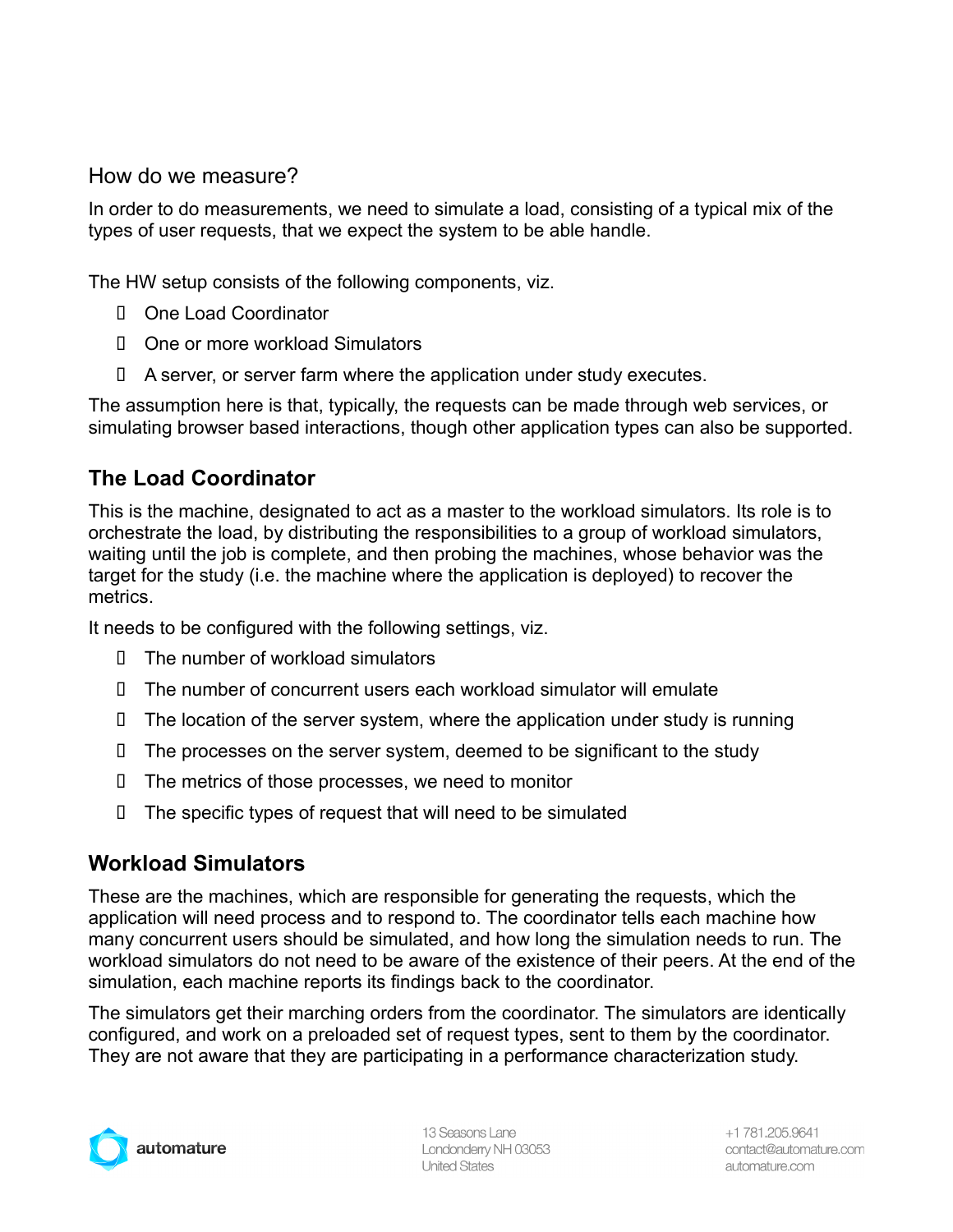How do we measure?

In order to do measurements, we need to simulate a load, consisting of a typical mix of the types of user requests, that we expect the system to be able handle.

The HW setup consists of the following components, viz.

- One Load Coordinator
- One or more workload Simulators
- A server, or server farm where the application under study executes.

The assumption here is that, typically, the requests can be made through web services, or simulating browser based interactions, though other application types can also be supported.

## The Load Coordinator

This is the machine, designated to act as a master to the workload simulators. Its role is to orchestrate the load, by distributing the responsibilities to a group of workload simulators, waiting until the job is complete, and then probing the machines, whose behavior was the target for the study (i.e. the machine where the application is deployed) to recover the metrics.

It needs to be configured with the following settings, viz.

- The number of workload simulators
- The number of concurrent users each workload simulator will emulate
- The location of the server system, where the application under study is running
- The processes on the server system, deemed to be significant to the study
- The metrics of those processes, we need to monitor
- The specific types of request that will need to be simulated

## Workload Simulators

These are the machines, which are responsible for generating the requests, which the application will need process and to respond to. The coordinator tells each machine how many concurrent users should be simulated, and how long the simulation needs to run. The workload simulators do not need to be aware of the existence of their peers. At the end of the simulation, each machine reports its findings back to the coordinator.

The simulators get their marching orders from the coordinator. The simulators are identically configured, and work on a preloaded set of request types, sent to them by the coordinator. They are not aware that they are participating in a performance characterization study.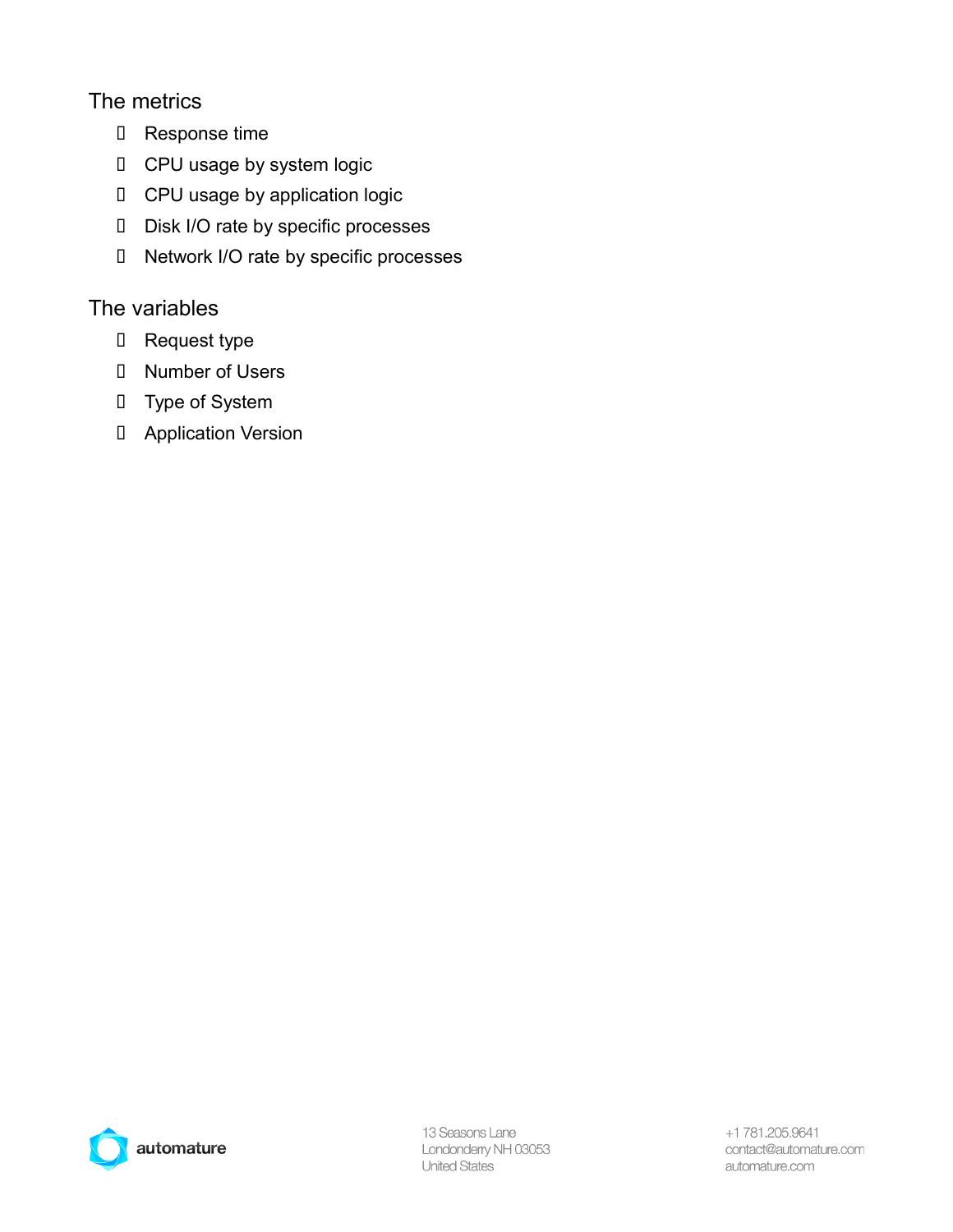### The metrics

- Response time
- CPU usage by system logic
- CPU usage by application logic
- Disk I/O rate by specific processes
- Network I/O rate by specific processes

### The variables

- Request type
- Number of Users
- Type of System
- Application Version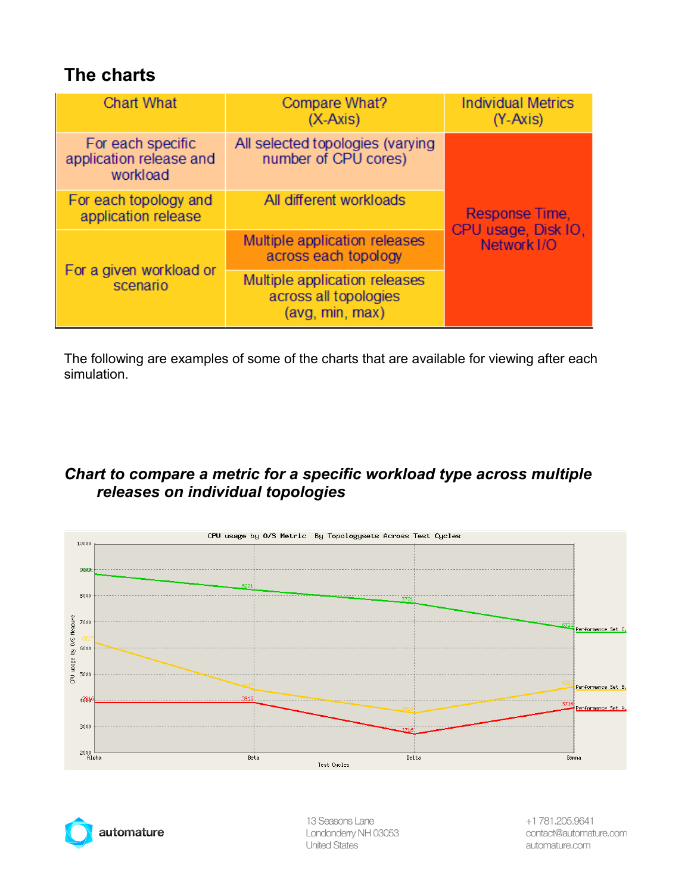## The charts

| Chart What | Compare What? (X-Axis) | Individual Metrics (Y-Axis) |
|---|---|---|
| For each specific application release and workload | All selected topologies (varying number of CPU cores) | Response Time, CPU usage, Disk IO, Network I/O |
| For each topology and application release | All different workloads | |
| For a given workload or scenario | Multiple application releases across each topology | |
| | Multiple application releases across all topologies (avg, min, max) | |

The following are examples of some of the charts that are available for viewing after each simulation.

### *Chart to compare a metric for a specific workload type across multiple releases on individual topologies*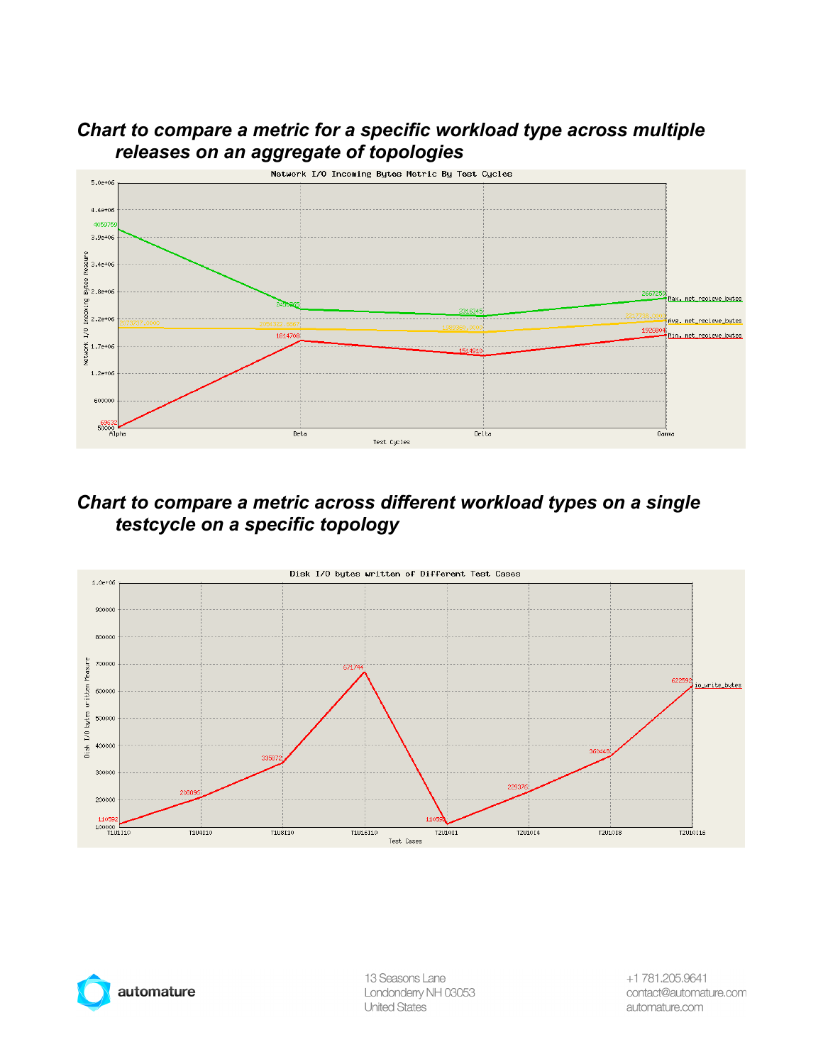### *Chart to compare a metric for a specific workload type across multiple releases on an aggregate of topologies*

Network I/O Incoming Bytes Metric By Test Cycles

5.0e+06
4.4e+06
3.9e+06
3.4e+06
2.8e+06
2.2e+06
1.7e+06
1.2e+06
600000
50000

Network I/O Incoming Bytes Measure

4050059
2402285
2315345
2657250
2050077.2083
2020532.6667
1958154.3333
2171738.4000
69532
1814708
1514910
1929804

Alpha
Beta
Delta
Gamma

Test Cycles

Max. net_recieve_bytes
Avg. net_recieve_bytes
Min. net_recieve_bytes

### *Chart to compare a metric across different workload types on a single testcycle on a specific topology*

Disk I/O bytes written of Different Test Cases

1.0e+06
900000
800000
700000
600000
500000
400000
300000
200000
100000

Disk I/O bytes written Measure

110592
206896
335872
671744
110592
229376
360448
622592

T1U1I10
T1U4I10
T1U8I10
T1U16I10
T2U1I1I
T2U1I14
T2U1I18
T2U1I116

Test Cases

io_write_bytes

automature

13 Seasons Lane
Londonderry NH 03053
United States

+1 781.205.9641
contact@automature.com
automature.com